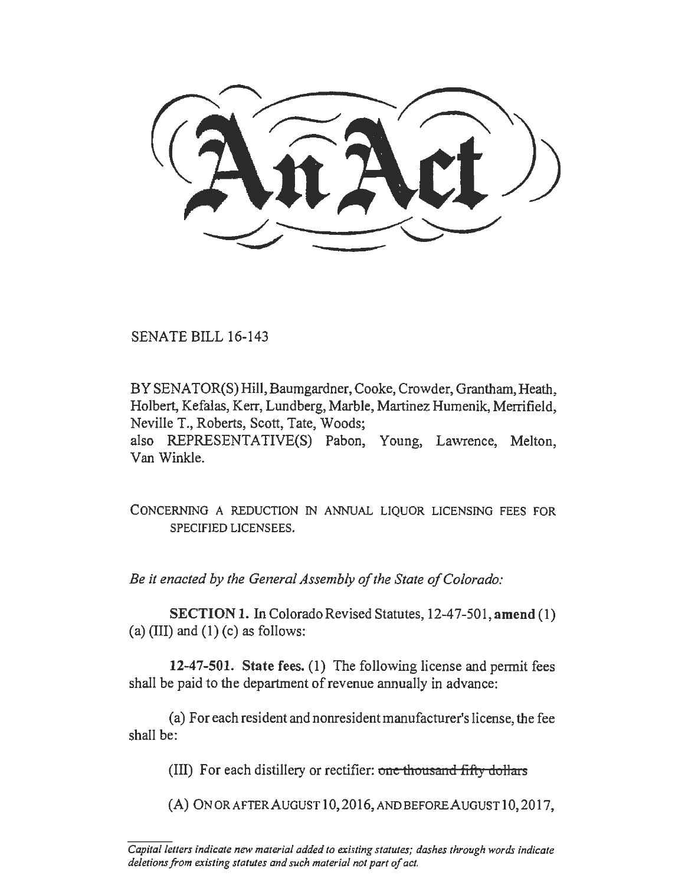# An Act

SENATE BILL 16-143

BY SENATOR(S) Hill, Baumgardner, Cooke, Crowder, Grantham, Heath, Holbert, Kefalas, Kerr, Lundberg, Marble, Martinez Humenik, Merrifield, Neville T., Roberts, Scott, Tate, Woods;
also REPRESENTATIVE(S) Pabon, Young, Lawrence, Melton, Van Winkle.

CONCERNING A REDUCTION IN ANNUAL LIQUOR LICENSING FEES FOR SPECIFIED LICENSEES.

*Be it enacted by the General Assembly of the State of Colorado:*

**SECTION 1.** In Colorado Revised Statutes, 12-47-501, **amend** (1) (a) (III) and (1) (c) as follows:

**12-47-501. State fees.** (1) The following license and permit fees shall be paid to the department of revenue annually in advance:

(a) For each resident and nonresident manufacturer's license, the fee shall be:

(III) For each distillery or rectifier: ~~one thousand fifty dollars~~

(A) ON OR AFTER AUGUST 10, 2016, AND BEFORE AUGUST 10, 2017,

*Capital letters indicate new material added to existing statutes; dashes through words indicate deletions from existing statutes and such material not part of act.*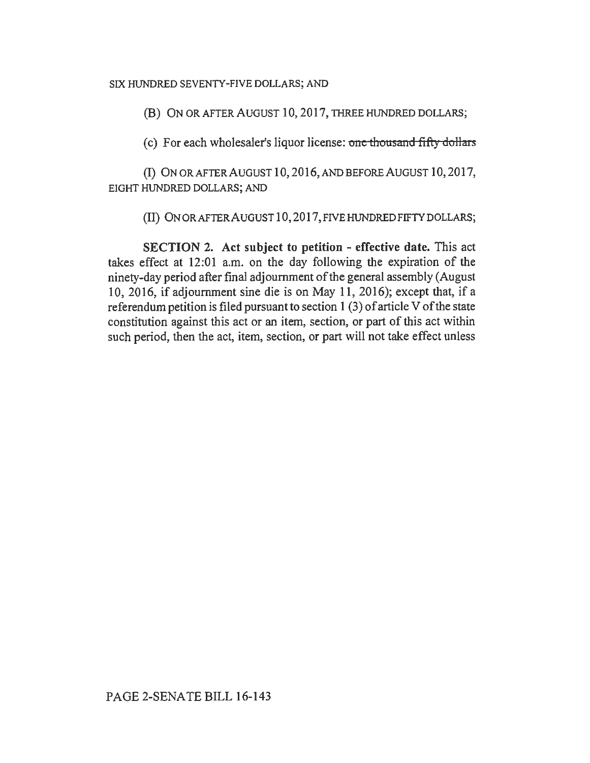SIX HUNDRED SEVENTY-FIVE DOLLARS; AND

(B) ON OR AFTER AUGUST 10, 2017, THREE HUNDRED DOLLARS;

(c) For each wholesaler's liquor license: ~~one thousand fifty dollars~~

(I) ON OR AFTER AUGUST 10, 2016, AND BEFORE AUGUST 10, 2017, EIGHT HUNDRED DOLLARS; AND

(II) ON OR AFTER AUGUST 10, 2017, FIVE HUNDRED FIFTY DOLLARS;

**SECTION 2. Act subject to petition - effective date.** This act takes effect at 12:01 a.m. on the day following the expiration of the ninety-day period after final adjournment of the general assembly (August 10, 2016, if adjournment sine die is on May 11, 2016); except that, if a referendum petition is filed pursuant to section 1 (3) of article V of the state constitution against this act or an item, section, or part of this act within such period, then the act, item, section, or part will not take effect unless

PAGE 2-SENATE BILL 16-143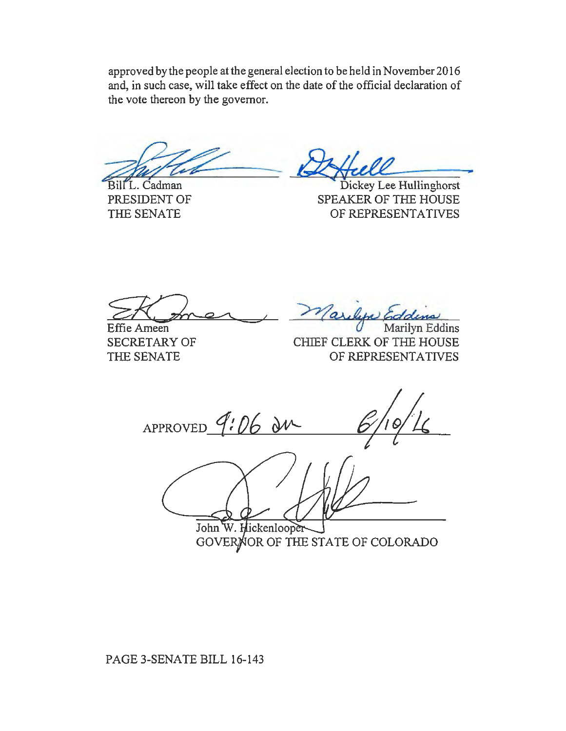approved by the people at the general election to be held in November 2016 and, in such case, will take effect on the date of the official declaration of the vote thereon by the governor.

Bill L. Cadman
PRESIDENT OF
THE SENATE

Dickey Lee Hullinghorst
SPEAKER OF THE HOUSE
OF REPRESENTATIVES

Effie Ameen
SECRETARY OF
THE SENATE

Marilyn Eddins
CHIEF CLERK OF THE HOUSE
OF REPRESENTATIVES

APPROVED 9:06 am 6/10/16

John W. Hickenlooper
GOVERNOR OF THE STATE OF COLORADO

PAGE 3-SENATE BILL 16-143